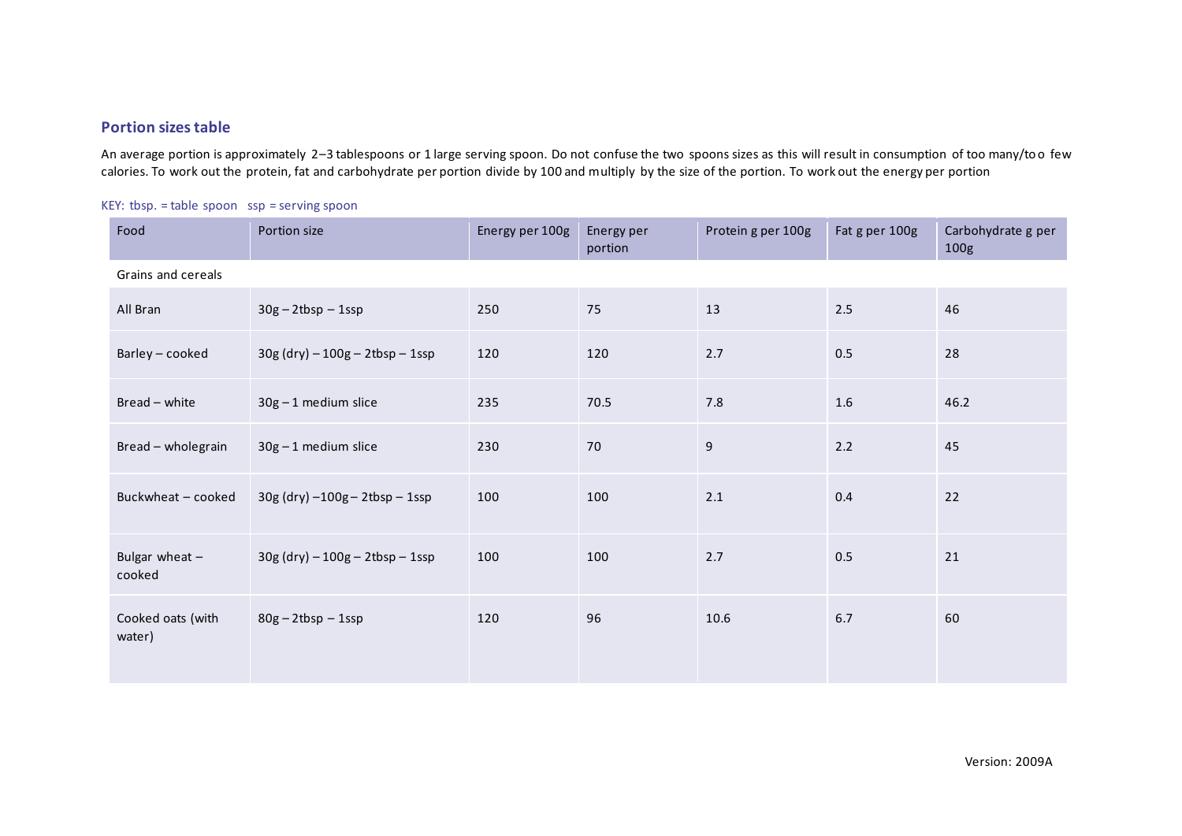## Portion sizes table

An average portion is approximately 2–3 tablespoons or 1 large serving spoon. Do not confuse the two spoons sizes as this will result in consumption of too many/too few calories. To work out the protein, fat and carbohydrate per portion divide by 100 and multiply by the size of the portion. To work out the energy per portion

KEY: tbsp. = table spoon ssp = serving spoon

| Food | Portion size | Energy per 100g | Energy per portion | Protein g per 100g | Fat g per 100g | Carbohydrate g per 100g |
|---|---|---|---|---|---|---|
| Grains and cereals | | | | | | |
| All Bran | 30g – 2tbsp – 1ssp | 250 | 75 | 13 | 2.5 | 46 |
| Barley – cooked | 30g (dry) – 100g – 2tbsp – 1ssp | 120 | 120 | 2.7 | 0.5 | 28 |
| Bread – white | 30g – 1 medium slice | 235 | 70.5 | 7.8 | 1.6 | 46.2 |
| Bread – wholegrain | 30g – 1 medium slice | 230 | 70 | 9 | 2.2 | 45 |
| Buckwheat – cooked | 30g (dry) –100g – 2tbsp – 1ssp | 100 | 100 | 2.1 | 0.4 | 22 |
| Bulgar wheat – cooked | 30g (dry) – 100g – 2tbsp – 1ssp | 100 | 100 | 2.7 | 0.5 | 21 |
| Cooked oats (with water) | 80g – 2tbsp – 1ssp | 120 | 96 | 10.6 | 6.7 | 60 |

Version: 2009A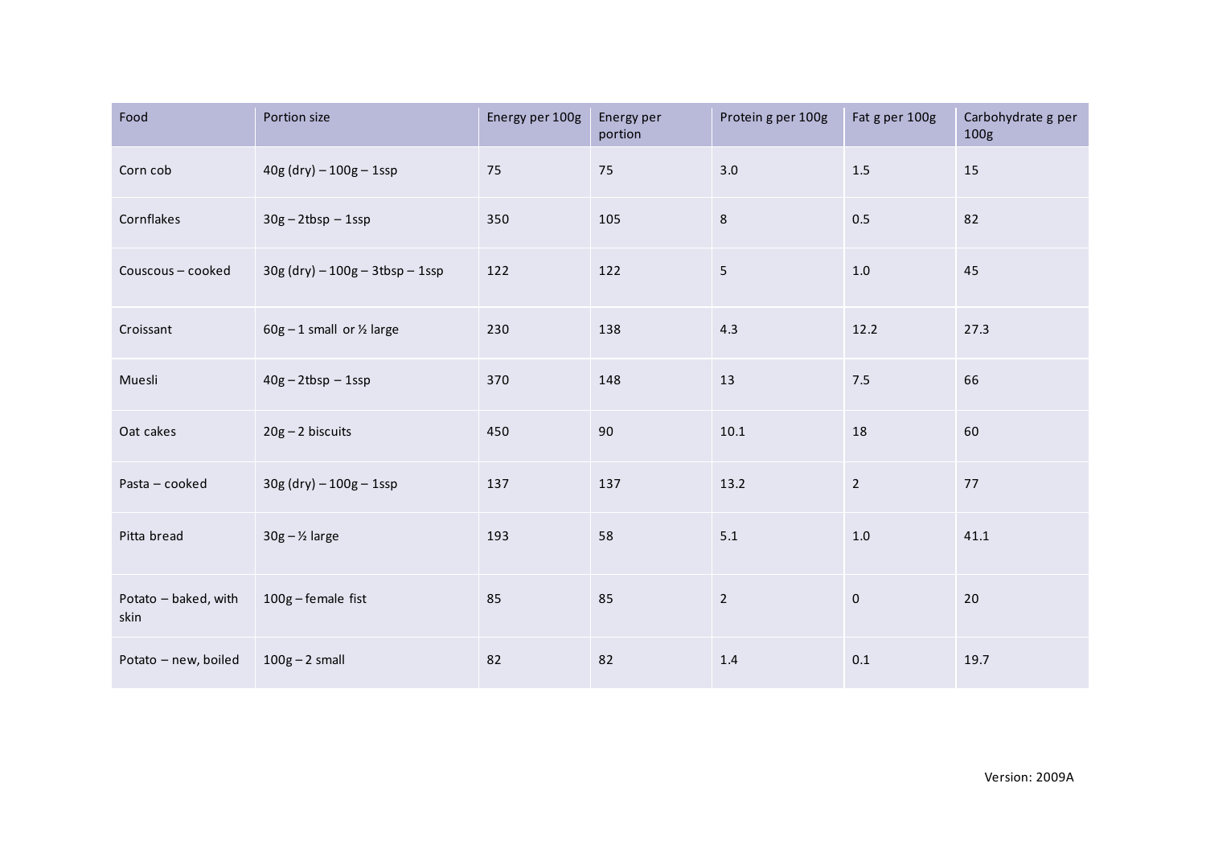| Food | Portion size | Energy per 100g | Energy per portion | Protein g per 100g | Fat g per 100g | Carbohydrate g per 100g |
| --- | --- | --- | --- | --- | --- | --- |
| Corn cob | 40g (dry) – 100g – 1ssp | 75 | 75 | 3.0 | 1.5 | 15 |
| Cornflakes | 30g – 2tbsp – 1ssp | 350 | 105 | 8 | 0.5 | 82 |
| Couscous – cooked | 30g (dry) – 100g – 3tbsp – 1ssp | 122 | 122 | 5 | 1.0 | 45 |
| Croissant | 60g – 1 small or ½ large | 230 | 138 | 4.3 | 12.2 | 27.3 |
| Muesli | 40g – 2tbsp – 1ssp | 370 | 148 | 13 | 7.5 | 66 |
| Oat cakes | 20g – 2 biscuits | 450 | 90 | 10.1 | 18 | 60 |
| Pasta – cooked | 30g (dry) – 100g – 1ssp | 137 | 137 | 13.2 | 2 | 77 |
| Pitta bread | 30g – ½ large | 193 | 58 | 5.1 | 1.0 | 41.1 |
| Potato – baked, with skin | 100g – female fist | 85 | 85 | 2 | 0 | 20 |
| Potato – new, boiled | 100g – 2 small | 82 | 82 | 1.4 | 0.1 | 19.7 |

Version: 2009A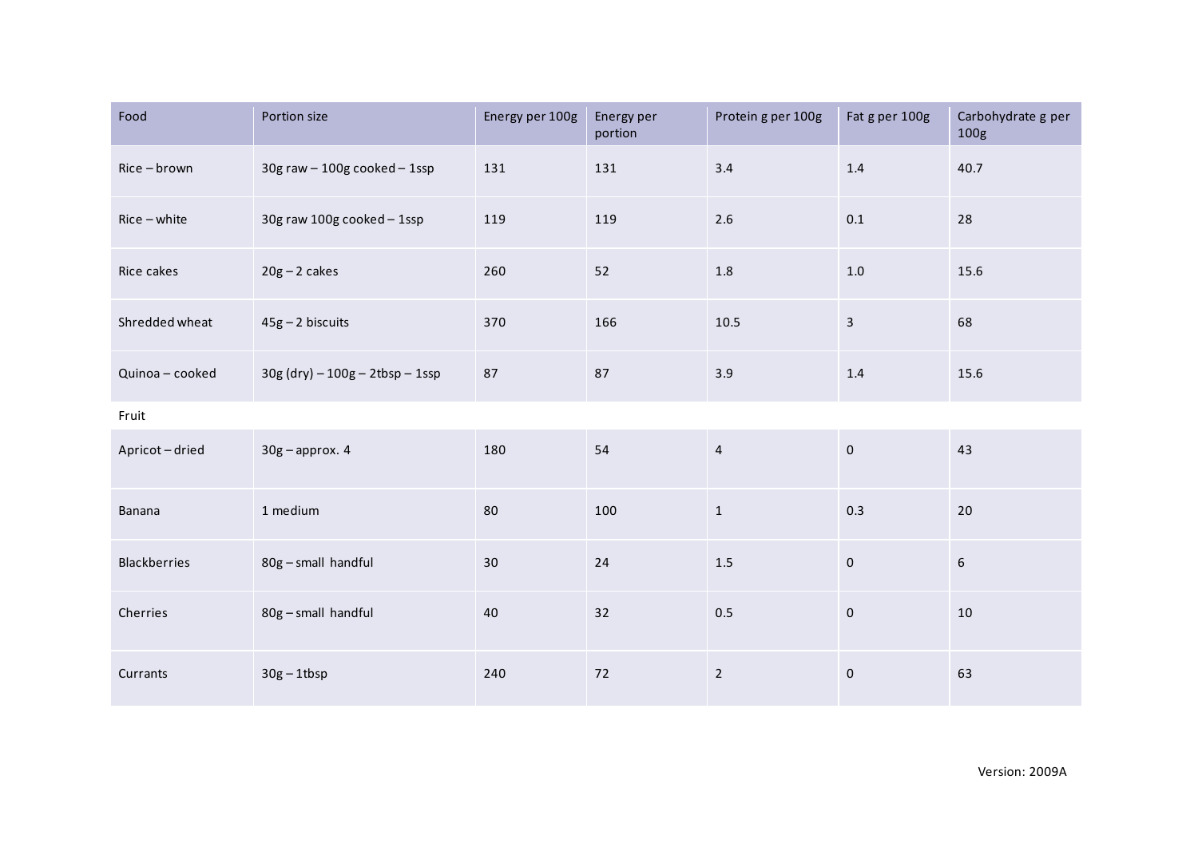| Food | Portion size | Energy per 100g | Energy per portion | Protein g per 100g | Fat g per 100g | Carbohydrate g per 100g |
|---|---|---|---|---|---|---|
| Rice – brown | 30g raw – 100g cooked – 1ssp | 131 | 131 | 3.4 | 1.4 | 40.7 |
| Rice – white | 30g raw 100g cooked – 1ssp | 119 | 119 | 2.6 | 0.1 | 28 |
| Rice cakes | 20g – 2 cakes | 260 | 52 | 1.8 | 1.0 | 15.6 |
| Shredded wheat | 45g – 2 biscuits | 370 | 166 | 10.5 | 3 | 68 |
| Quinoa – cooked | 30g (dry) – 100g – 2tbsp – 1ssp | 87 | 87 | 3.9 | 1.4 | 15.6 |
| Fruit | | | | | | |
| Apricot – dried | 30g – approx. 4 | 180 | 54 | 4 | 0 | 43 |
| Banana | 1 medium | 80 | 100 | 1 | 0.3 | 20 |
| Blackberries | 80g – small handful | 30 | 24 | 1.5 | 0 | 6 |
| Cherries | 80g – small handful | 40 | 32 | 0.5 | 0 | 10 |
| Currants | 30g – 1tbsp | 240 | 72 | 2 | 0 | 63 |

Version: 2009A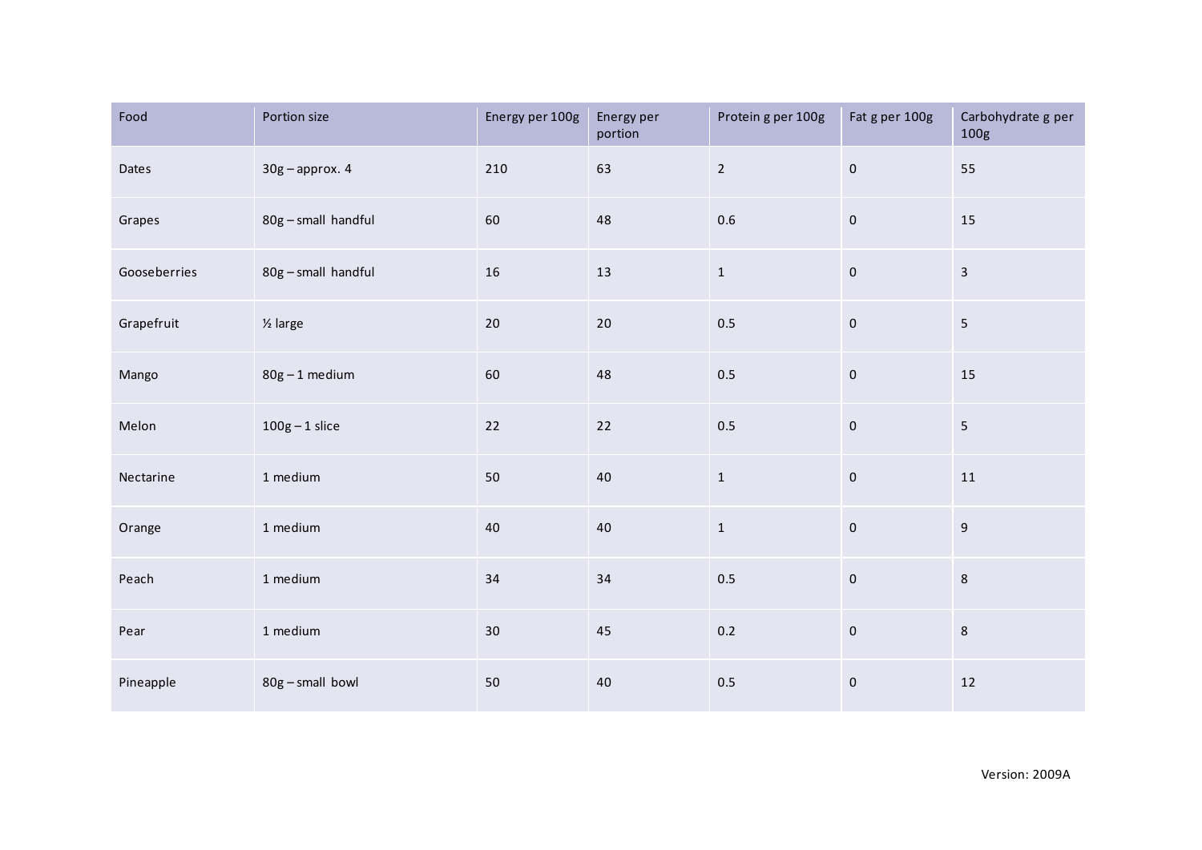| Food | Portion size | Energy per 100g | Energy per portion | Protein g per 100g | Fat g per 100g | Carbohydrate g per 100g |
|---|---|---|---|---|---|---|
| Dates | 30g – approx. 4 | 210 | 63 | 2 | 0 | 55 |
| Grapes | 80g – small handful | 60 | 48 | 0.6 | 0 | 15 |
| Gooseberries | 80g – small handful | 16 | 13 | 1 | 0 | 3 |
| Grapefruit | ½ large | 20 | 20 | 0.5 | 0 | 5 |
| Mango | 80g – 1 medium | 60 | 48 | 0.5 | 0 | 15 |
| Melon | 100g – 1 slice | 22 | 22 | 0.5 | 0 | 5 |
| Nectarine | 1 medium | 50 | 40 | 1 | 0 | 11 |
| Orange | 1 medium | 40 | 40 | 1 | 0 | 9 |
| Peach | 1 medium | 34 | 34 | 0.5 | 0 | 8 |
| Pear | 1 medium | 30 | 45 | 0.2 | 0 | 8 |
| Pineapple | 80g – small bowl | 50 | 40 | 0.5 | 0 | 12 |

Version: 2009A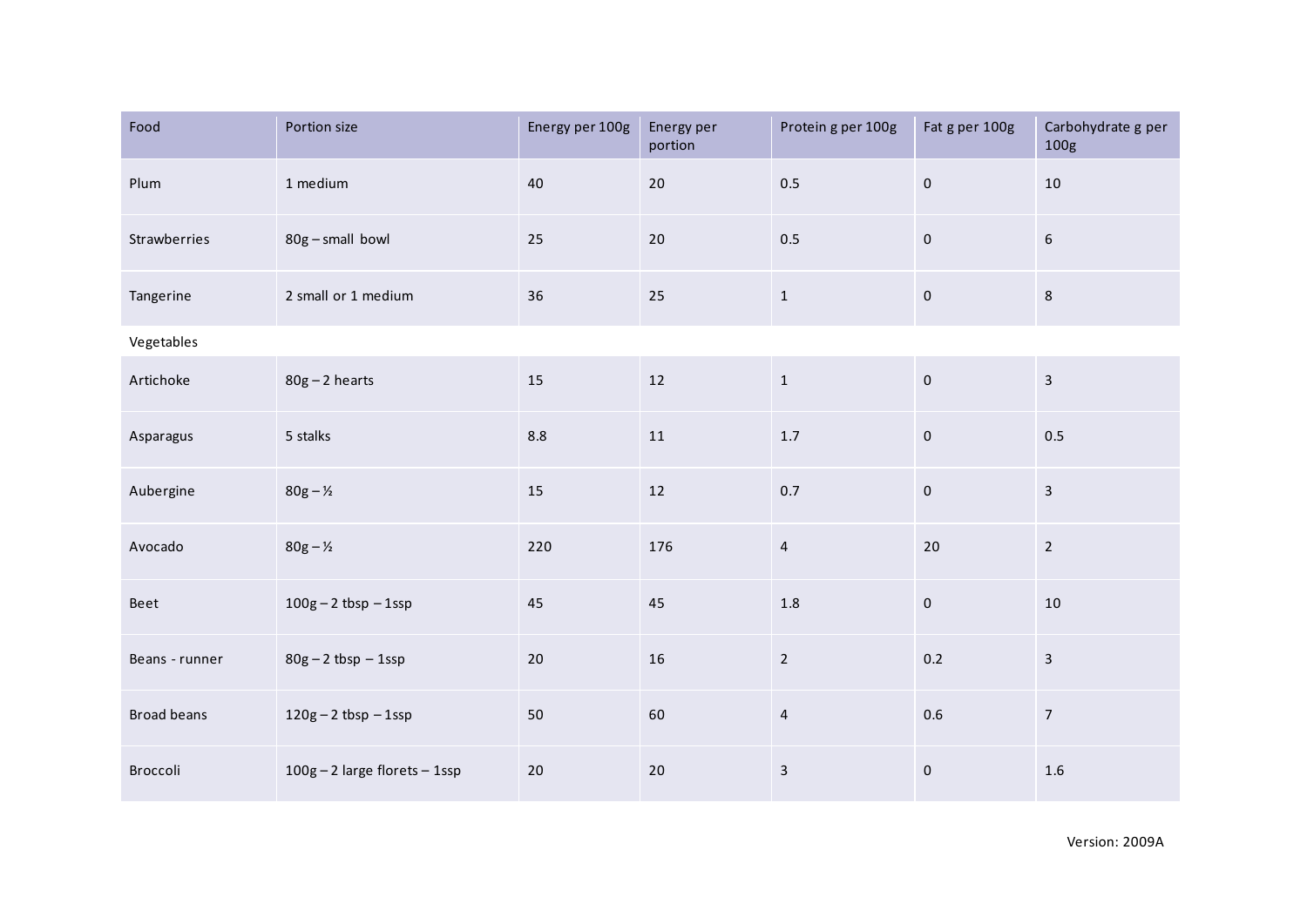| Food | Portion size | Energy per 100g | Energy per portion | Protein g per 100g | Fat g per 100g | Carbohydrate g per 100g |
|---|---|---|---|---|---|---|
| Plum | 1 medium | 40 | 20 | 0.5 | 0 | 10 |
| Strawberries | 80g – small bowl | 25 | 20 | 0.5 | 0 | 6 |
| Tangerine | 2 small or 1 medium | 36 | 25 | 1 | 0 | 8 |
| Vegetables | | | | | | |
| Artichoke | 80g – 2 hearts | 15 | 12 | 1 | 0 | 3 |
| Asparagus | 5 stalks | 8.8 | 11 | 1.7 | 0 | 0.5 |
| Aubergine | 80g – ½ | 15 | 12 | 0.7 | 0 | 3 |
| Avocado | 80g – ½ | 220 | 176 | 4 | 20 | 2 |
| Beet | 100g – 2 tbsp – 1ssp | 45 | 45 | 1.8 | 0 | 10 |
| Beans - runner | 80g – 2 tbsp – 1ssp | 20 | 16 | 2 | 0.2 | 3 |
| Broad beans | 120g – 2 tbsp – 1ssp | 50 | 60 | 4 | 0.6 | 7 |
| Broccoli | 100g – 2 large florets – 1ssp | 20 | 20 | 3 | 0 | 1.6 |

Version: 2009A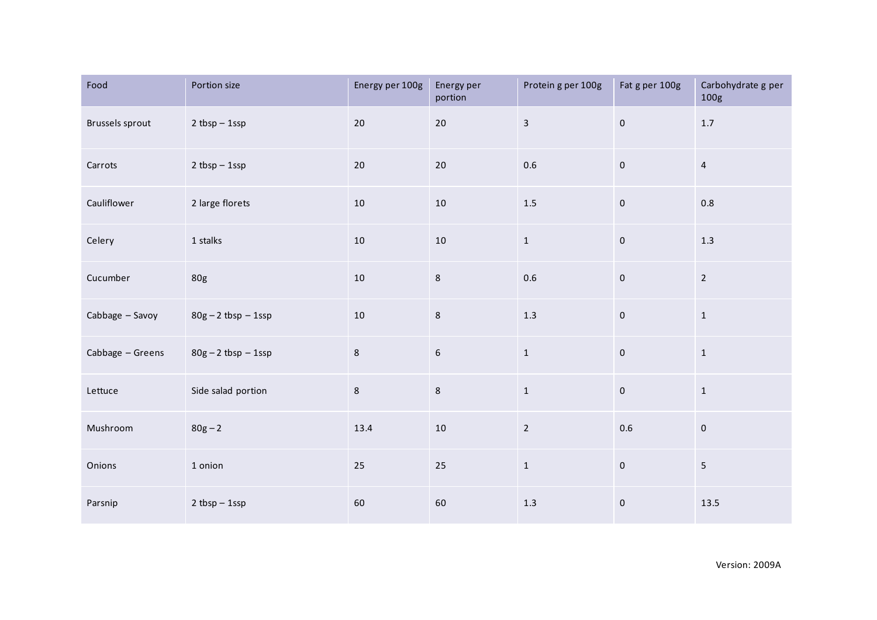| Food | Portion size | Energy per 100g | Energy per portion | Protein g per 100g | Fat g per 100g | Carbohydrate g per 100g |
|---|---|---|---|---|---|---|
| Brussels sprout | 2 tbsp – 1ssp | 20 | 20 | 3 | 0 | 1.7 |
| Carrots | 2 tbsp – 1ssp | 20 | 20 | 0.6 | 0 | 4 |
| Cauliflower | 2 large florets | 10 | 10 | 1.5 | 0 | 0.8 |
| Celery | 1 stalks | 10 | 10 | 1 | 0 | 1.3 |
| Cucumber | 80g | 10 | 8 | 0.6 | 0 | 2 |
| Cabbage – Savoy | 80g – 2 tbsp – 1ssp | 10 | 8 | 1.3 | 0 | 1 |
| Cabbage – Greens | 80g – 2 tbsp – 1ssp | 8 | 6 | 1 | 0 | 1 |
| Lettuce | Side salad portion | 8 | 8 | 1 | 0 | 1 |
| Mushroom | 80g – 2 | 13.4 | 10 | 2 | 0.6 | 0 |
| Onions | 1 onion | 25 | 25 | 1 | 0 | 5 |
| Parsnip | 2 tbsp – 1ssp | 60 | 60 | 1.3 | 0 | 13.5 |

Version: 2009A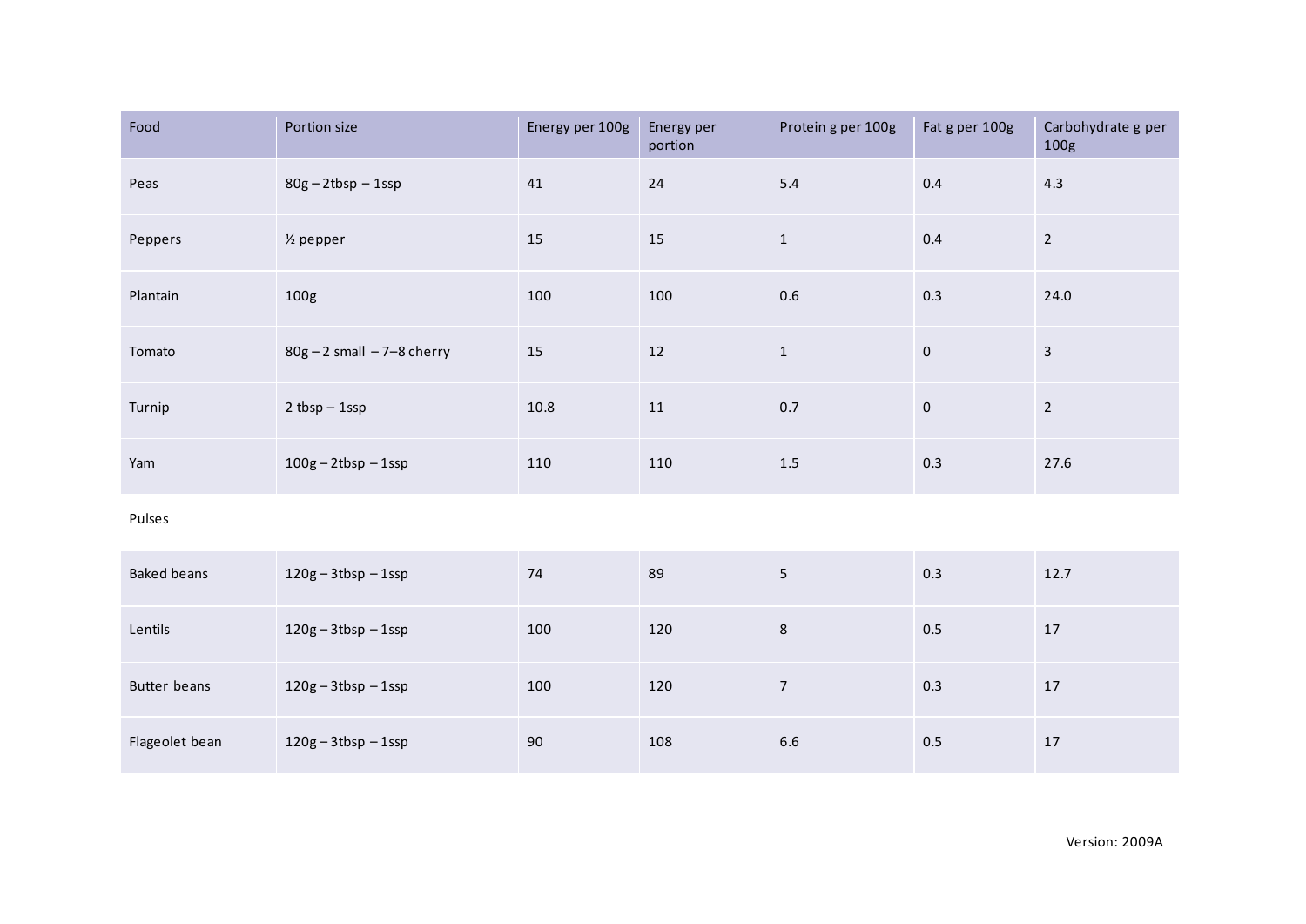| Food | Portion size | Energy per 100g | Energy per portion | Protein g per 100g | Fat g per 100g | Carbohydrate g per 100g |
|---|---|---|---|---|---|---|
| Peas | 80g – 2tbsp – 1ssp | 41 | 24 | 5.4 | 0.4 | 4.3 |
| Peppers | ½ pepper | 15 | 15 | 1 | 0.4 | 2 |
| Plantain | 100g | 100 | 100 | 0.6 | 0.3 | 24.0 |
| Tomato | 80g – 2 small – 7–8 cherry | 15 | 12 | 1 | 0 | 3 |
| Turnip | 2 tbsp – 1ssp | 10.8 | 11 | 0.7 | 0 | 2 |
| Yam | 100g – 2tbsp – 1ssp | 110 | 110 | 1.5 | 0.3 | 27.6 |
| Pulses | | | | | | |
| Baked beans | 120g – 3tbsp – 1ssp | 74 | 89 | 5 | 0.3 | 12.7 |
| Lentils | 120g – 3tbsp – 1ssp | 100 | 120 | 8 | 0.5 | 17 |
| Butter beans | 120g – 3tbsp – 1ssp | 100 | 120 | 7 | 0.3 | 17 |
| Flageolet bean | 120g – 3tbsp – 1ssp | 90 | 108 | 6.6 | 0.5 | 17 |

Version: 2009A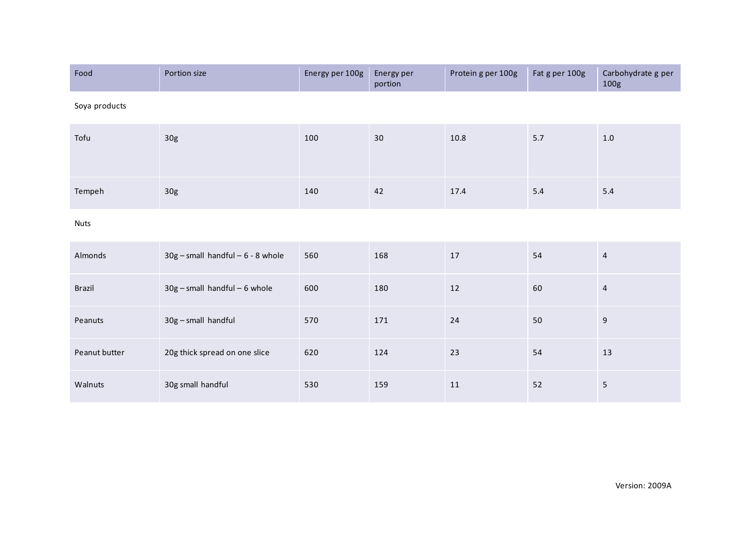| Food | Portion size | Energy per 100g | Energy per portion | Protein g per 100g | Fat g per 100g | Carbohydrate g per 100g |
|---|---|---|---|---|---|---|
| Soya products | | | | | | |
| Tofu | 30g | 100 | 30 | 10.8 | 5.7 | 1.0 |
| Tempeh | 30g | 140 | 42 | 17.4 | 5.4 | 5.4 |
| Nuts | | | | | | |
| Almonds | 30g – small handful – 6 - 8 whole | 560 | 168 | 17 | 54 | 4 |
| Brazil | 30g – small handful – 6 whole | 600 | 180 | 12 | 60 | 4 |
| Peanuts | 30g – small handful | 570 | 171 | 24 | 50 | 9 |
| Peanut butter | 20g thick spread on one slice | 620 | 124 | 23 | 54 | 13 |
| Walnuts | 30g small handful | 530 | 159 | 11 | 52 | 5 |

Version: 2009A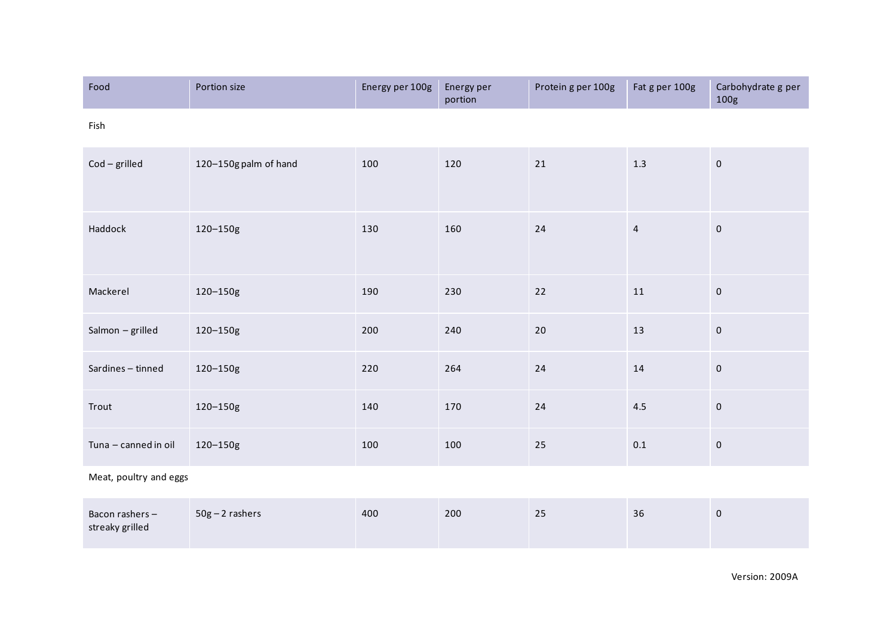| Food | Portion size | Energy per 100g | Energy per portion | Protein g per 100g | Fat g per 100g | Carbohydrate g per 100g |
|---|---|---|---|---|---|---|
| Fish | | | | | | |
| Cod – grilled | 120–150g palm of hand | 100 | 120 | 21 | 1.3 | 0 |
| Haddock | 120–150g | 130 | 160 | 24 | 4 | 0 |
| Mackerel | 120–150g | 190 | 230 | 22 | 11 | 0 |
| Salmon – grilled | 120–150g | 200 | 240 | 20 | 13 | 0 |
| Sardines – tinned | 120–150g | 220 | 264 | 24 | 14 | 0 |
| Trout | 120–150g | 140 | 170 | 24 | 4.5 | 0 |
| Tuna – canned in oil | 120–150g | 100 | 100 | 25 | 0.1 | 0 |
| Meat, poultry and eggs | | | | | | |
| Bacon rashers – streaky grilled | 50g – 2 rashers | 400 | 200 | 25 | 36 | 0 |

Version: 2009A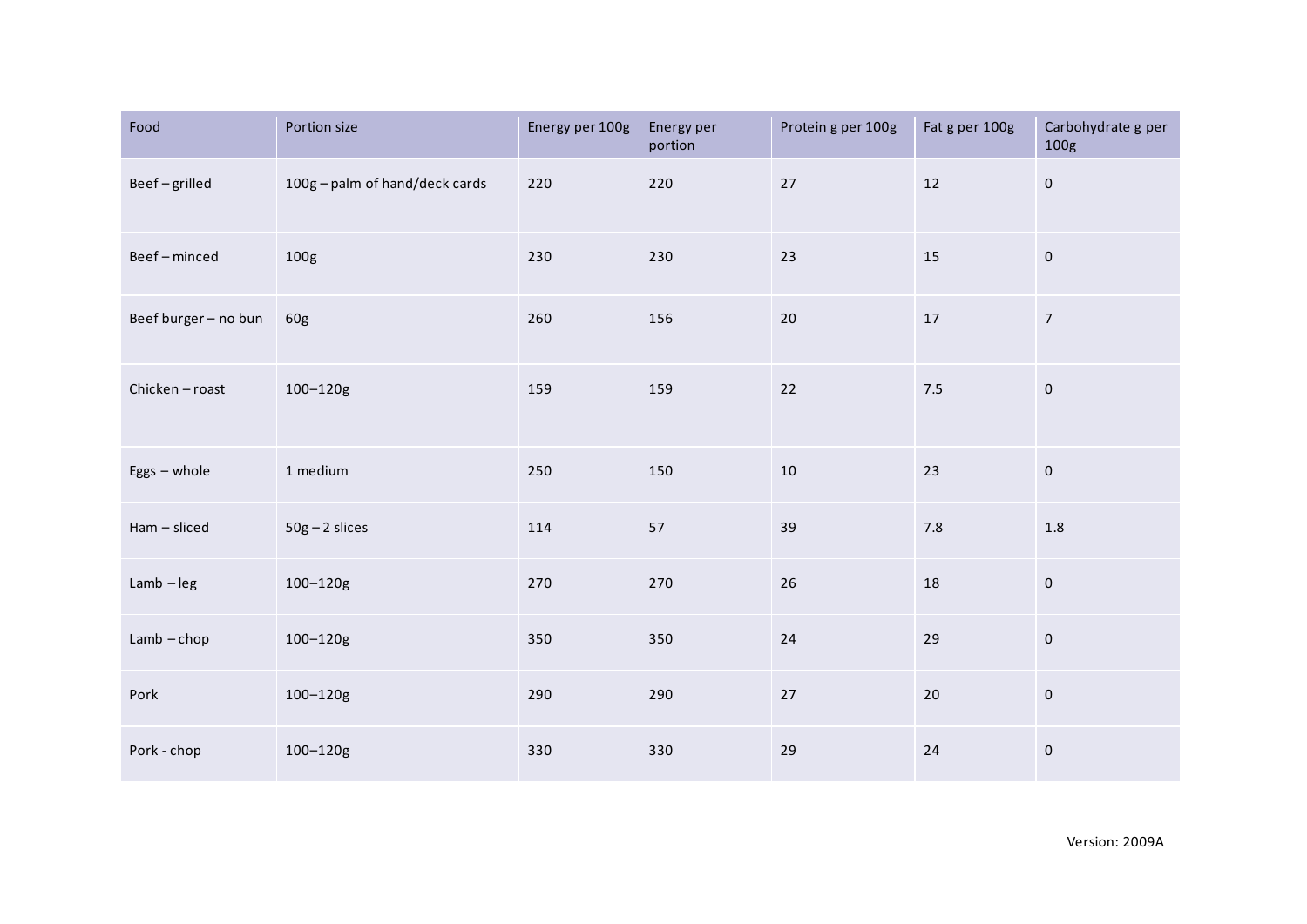| Food | Portion size | Energy per 100g | Energy per portion | Protein g per 100g | Fat g per 100g | Carbohydrate g per 100g |
|---|---|---|---|---|---|---|
| Beef – grilled | 100g – palm of hand/deck cards | 220 | 220 | 27 | 12 | 0 |
| Beef – minced | 100g | 230 | 230 | 23 | 15 | 0 |
| Beef burger – no bun | 60g | 260 | 156 | 20 | 17 | 7 |
| Chicken – roast | 100–120g | 159 | 159 | 22 | 7.5 | 0 |
| Eggs – whole | 1 medium | 250 | 150 | 10 | 23 | 0 |
| Ham – sliced | 50g – 2 slices | 114 | 57 | 39 | 7.8 | 1.8 |
| Lamb – leg | 100–120g | 270 | 270 | 26 | 18 | 0 |
| Lamb – chop | 100–120g | 350 | 350 | 24 | 29 | 0 |
| Pork | 100–120g | 290 | 290 | 27 | 20 | 0 |
| Pork - chop | 100–120g | 330 | 330 | 29 | 24 | 0 |

Version: 2009A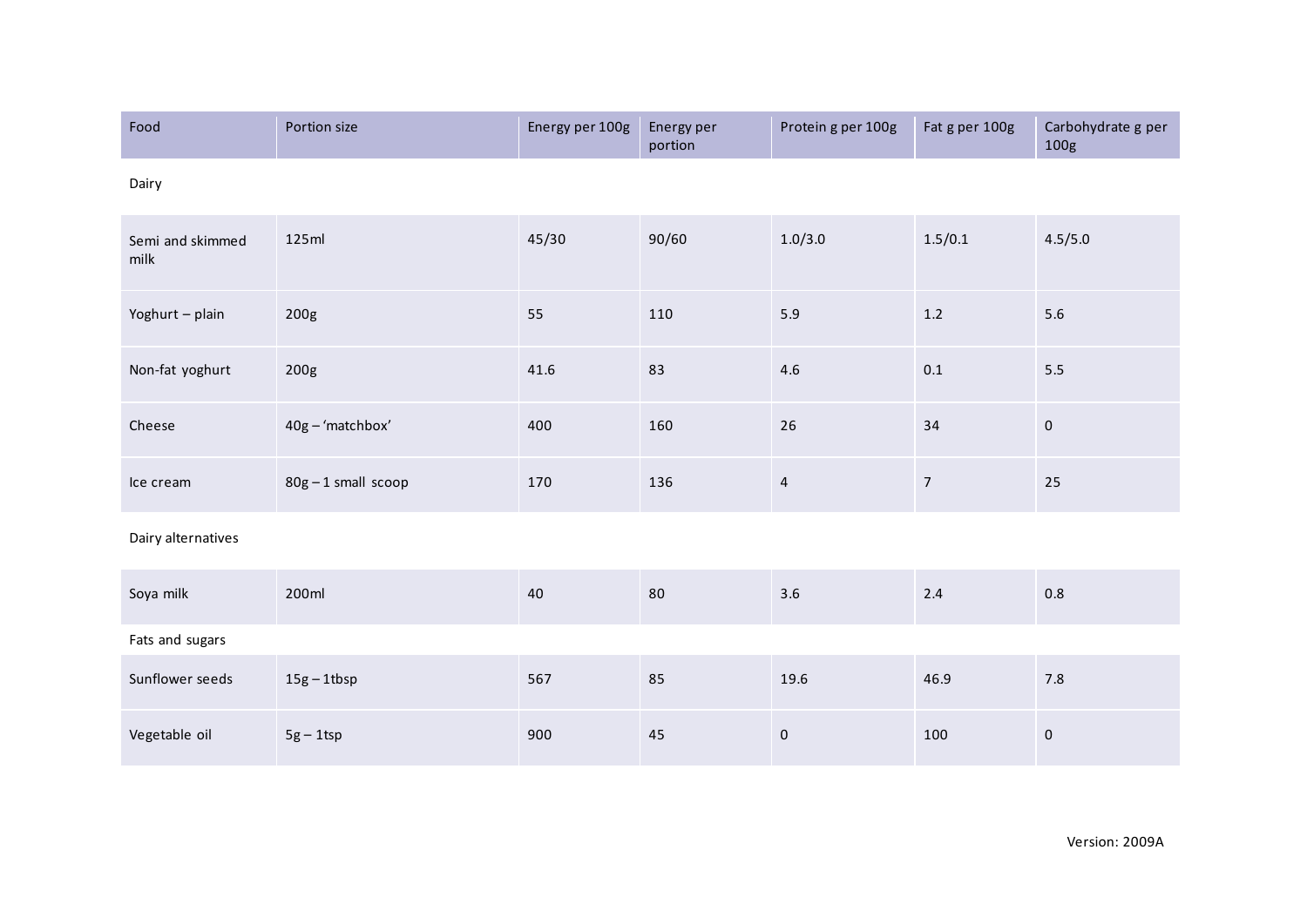| Food | Portion size | Energy per 100g | Energy per portion | Protein g per 100g | Fat g per 100g | Carbohydrate g per 100g |
|---|---|---|---|---|---|---|
| Dairy | | | | | | |
| Semi and skimmed milk | 125ml | 45/30 | 90/60 | 1.0/3.0 | 1.5/0.1 | 4.5/5.0 |
| Yoghurt – plain | 200g | 55 | 110 | 5.9 | 1.2 | 5.6 |
| Non-fat yoghurt | 200g | 41.6 | 83 | 4.6 | 0.1 | 5.5 |
| Cheese | 40g – 'matchbox' | 400 | 160 | 26 | 34 | 0 |
| Ice cream | 80g – 1 small scoop | 170 | 136 | 4 | 7 | 25 |
| Dairy alternatives | | | | | | |
| Soya milk | 200ml | 40 | 80 | 3.6 | 2.4 | 0.8 |
| Fats and sugars | | | | | | |
| Sunflower seeds | 15g – 1tbsp | 567 | 85 | 19.6 | 46.9 | 7.8 |
| Vegetable oil | 5g – 1tsp | 900 | 45 | 0 | 100 | 0 |

Version: 2009A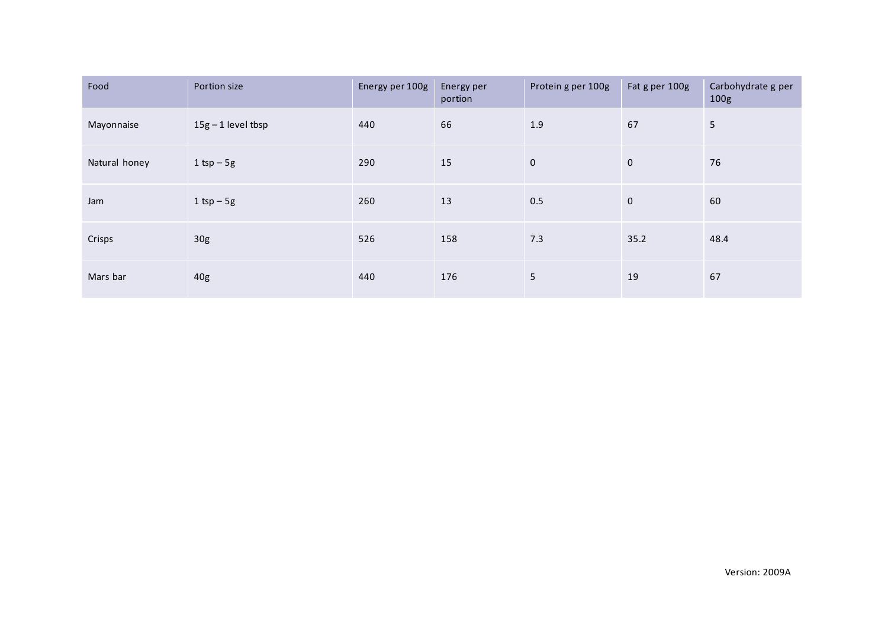| Food | Portion size | Energy per 100g | Energy per portion | Protein g per 100g | Fat g per 100g | Carbohydrate g per 100g |
|---|---|---|---|---|---|---|
| Mayonnaise | 15g – 1 level tbsp | 440 | 66 | 1.9 | 67 | 5 |
| Natural honey | 1 tsp – 5g | 290 | 15 | 0 | 0 | 76 |
| Jam | 1 tsp – 5g | 260 | 13 | 0.5 | 0 | 60 |
| Crisps | 30g | 526 | 158 | 7.3 | 35.2 | 48.4 |
| Mars bar | 40g | 440 | 176 | 5 | 19 | 67 |

Version: 2009A